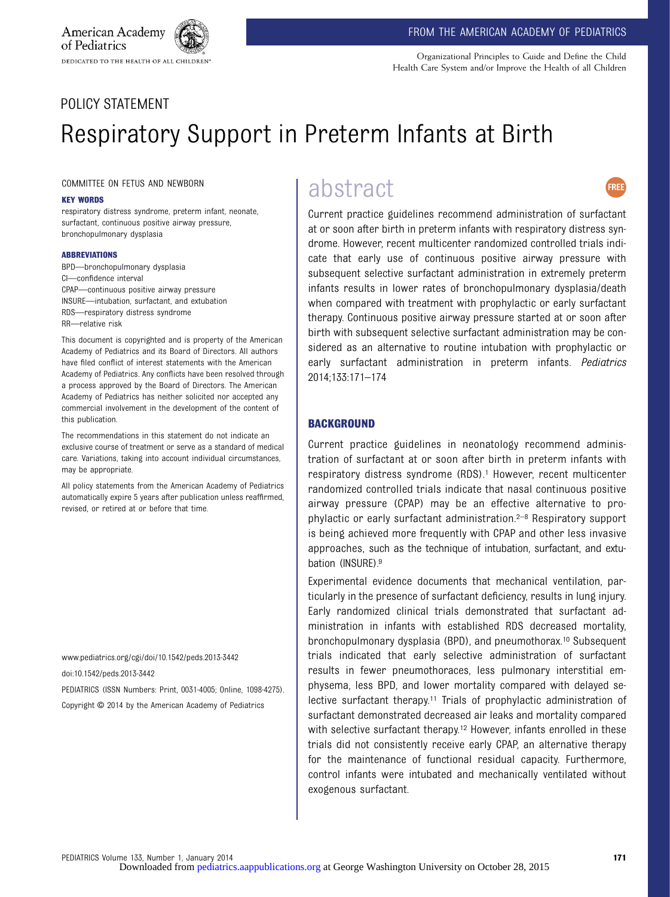American Academy of Pediatrics

DEDICATED TO THE HEALTH OF ALL CHILDREN™

FROM THE AMERICAN ACADEMY OF PEDIATRICS

Organizational Principles to Guide and Define the Child Health Care System and/or Improve the Health of all Children

POLICY STATEMENT

# Respiratory Support in Preterm Infants at Birth

COMMITTEE ON FETUS AND NEWBORN

**KEY WORDS**

respiratory distress syndrome, preterm infant, neonate, surfactant, continuous positive airway pressure, bronchopulmonary dysplasia

**ABBREVIATIONS**

BPD—bronchopulmonary dysplasia
CI—confidence interval
CPAP—continuous positive airway pressure
INSURE—intubation, surfactant, and extubation
RDS—respiratory distress syndrome
RR—relative risk

This document is copyrighted and is property of the American Academy of Pediatrics and its Board of Directors. All authors have filed conflict of interest statements with the American Academy of Pediatrics. Any conflicts have been resolved through a process approved by the Board of Directors. The American Academy of Pediatrics has neither solicited nor accepted any commercial involvement in the development of the content of this publication.

The recommendations in this statement do not indicate an exclusive course of treatment or serve as a standard of medical care. Variations, taking into account individual circumstances, may be appropriate.

All policy statements from the American Academy of Pediatrics automatically expire 5 years after publication unless reaffirmed, revised, or retired at or before that time.

www.pediatrics.org/cgi/doi/10.1542/peds.2013-3442

doi:10.1542/peds.2013-3442

PEDIATRICS (ISSN Numbers: Print, 0031-4005; Online, 1098-4275).

Copyright © 2014 by the American Academy of Pediatrics

## abstract

Current practice guidelines recommend administration of surfactant at or soon after birth in preterm infants with respiratory distress syndrome. However, recent multicenter randomized controlled trials indicate that early use of continuous positive airway pressure with subsequent selective surfactant administration in extremely preterm infants results in lower rates of bronchopulmonary dysplasia/death when compared with treatment with prophylactic or early surfactant therapy. Continuous positive airway pressure started at or soon after birth with subsequent selective surfactant administration may be considered as an alternative to routine intubation with prophylactic or early surfactant administration in preterm infants. *Pediatrics* 2014;133:171–174

## BACKGROUND

Current practice guidelines in neonatology recommend administration of surfactant at or soon after birth in preterm infants with respiratory distress syndrome (RDS).[1] However, recent multicenter randomized controlled trials indicate that nasal continuous positive airway pressure (CPAP) may be an effective alternative to prophylactic or early surfactant administration.[2–8] Respiratory support is being achieved more frequently with CPAP and other less invasive approaches, such as the technique of intubation, surfactant, and extubation (INSURE).[9]

Experimental evidence documents that mechanical ventilation, particularly in the presence of surfactant deficiency, results in lung injury. Early randomized clinical trials demonstrated that surfactant administration in infants with established RDS decreased mortality, bronchopulmonary dysplasia (BPD), and pneumothorax.[10] Subsequent trials indicated that early selective administration of surfactant results in fewer pneumothoraces, less pulmonary interstitial emphysema, less BPD, and lower mortality compared with delayed selective surfactant therapy.[11] Trials of prophylactic administration of surfactant demonstrated decreased air leaks and mortality compared with selective surfactant therapy.[12] However, infants enrolled in these trials did not consistently receive early CPAP, an alternative therapy for the maintenance of functional residual capacity. Furthermore, control infants were intubated and mechanically ventilated without exogenous surfactant.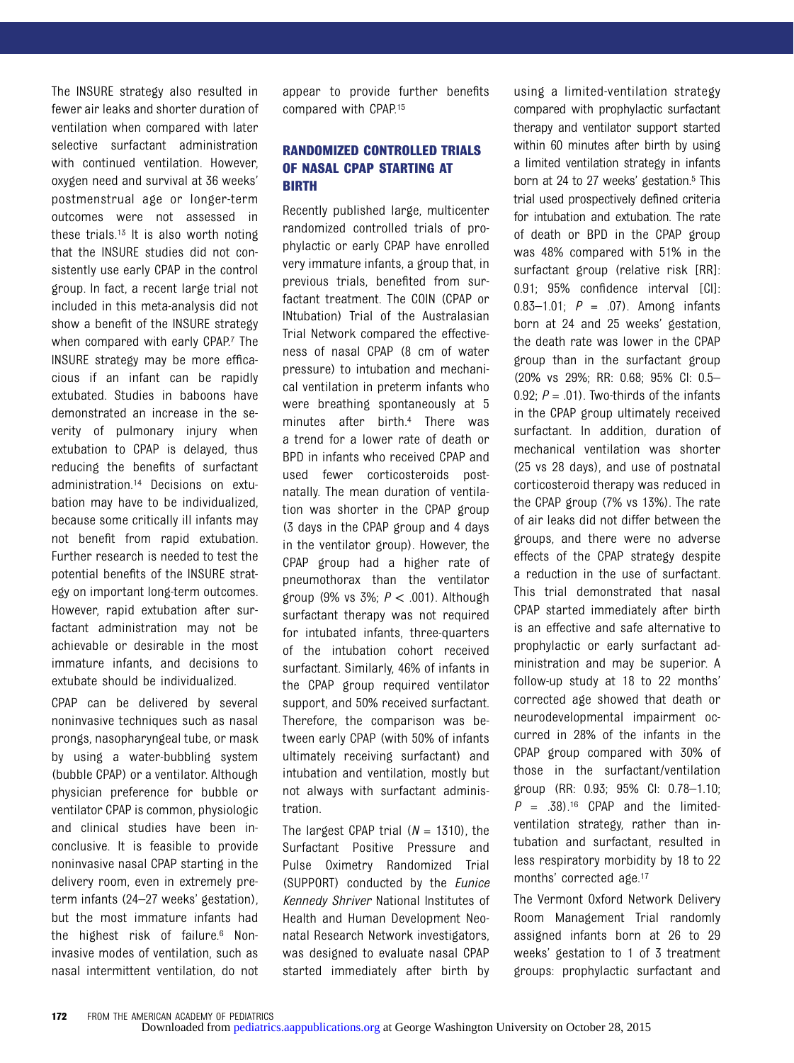The INSURE strategy also resulted in fewer air leaks and shorter duration of ventilation when compared with later selective surfactant administration with continued ventilation. However, oxygen need and survival at 36 weeks' postmenstrual age or longer-term outcomes were not assessed in these trials.[13] It is also worth noting that the INSURE studies did not consistently use early CPAP in the control group. In fact, a recent large trial not included in this meta-analysis did not show a benefit of the INSURE strategy when compared with early CPAP.[7] The INSURE strategy may be more efficacious if an infant can be rapidly extubated. Studies in baboons have demonstrated an increase in the severity of pulmonary injury when extubation to CPAP is delayed, thus reducing the benefits of surfactant administration.[14] Decisions on extubation may have to be individualized, because some critically ill infants may not benefit from rapid extubation. Further research is needed to test the potential benefits of the INSURE strategy on important long-term outcomes. However, rapid extubation after surfactant administration may not be achievable or desirable in the most immature infants, and decisions to extubate should be individualized.

CPAP can be delivered by several noninvasive techniques such as nasal prongs, nasopharyngeal tube, or mask by using a water-bubbling system (bubble CPAP) or a ventilator. Although physician preference for bubble or ventilator CPAP is common, physiologic and clinical studies have been inconclusive. It is feasible to provide noninvasive nasal CPAP starting in the delivery room, even in extremely preterm infants (24–27 weeks' gestation), but the most immature infants had the highest risk of failure.[6] Noninvasive modes of ventilation, such as nasal intermittent ventilation, do not appear to provide further benefits compared with CPAP.[15]

## RANDOMIZED CONTROLLED TRIALS OF NASAL CPAP STARTING AT BIRTH

Recently published large, multicenter randomized controlled trials of prophylactic or early CPAP have enrolled very immature infants, a group that, in previous trials, benefited from surfactant treatment. The COIN (CPAP or INtubation) Trial of the Australasian Trial Network compared the effectiveness of nasal CPAP (8 cm of water pressure) to intubation and mechanical ventilation in preterm infants who were breathing spontaneously at 5 minutes after birth.[4] There was a trend for a lower rate of death or BPD in infants who received CPAP and used fewer corticosteroids postnatally. The mean duration of ventilation was shorter in the CPAP group (3 days in the CPAP group and 4 days in the ventilator group). However, the CPAP group had a higher rate of pneumothorax than the ventilator group (9% vs 3%; $P < .001$). Although surfactant therapy was not required for intubated infants, three-quarters of the intubation cohort received surfactant. Similarly, 46% of infants in the CPAP group required ventilator support, and 50% received surfactant. Therefore, the comparison was between early CPAP (with 50% of infants ultimately receiving surfactant) and intubation and ventilation, mostly but not always with surfactant administration.

The largest CPAP trial ($N = 1310$), the Surfactant Positive Pressure and Pulse Oximetry Randomized Trial (SUPPORT) conducted by the *Eunice Kennedy Shriver* National Institutes of Health and Human Development Neonatal Research Network investigators, was designed to evaluate nasal CPAP started immediately after birth by using a limited-ventilation strategy compared with prophylactic surfactant therapy and ventilator support started within 60 minutes after birth by using a limited ventilation strategy in infants born at 24 to 27 weeks' gestation.[5] This trial used prospectively defined criteria for intubation and extubation. The rate of death or BPD in the CPAP group was 48% compared with 51% in the surfactant group (relative risk [RR]: 0.91; 95% confidence interval [CI]: 0.83–1.01; $P = .07$). Among infants born at 24 and 25 weeks' gestation, the death rate was lower in the CPAP group than in the surfactant group (20% vs 29%; RR: 0.68; 95% CI: 0.5–0.92; $P = .01$). Two-thirds of the infants in the CPAP group ultimately received surfactant. In addition, duration of mechanical ventilation was shorter (25 vs 28 days), and use of postnatal corticosteroid therapy was reduced in the CPAP group (7% vs 13%). The rate of air leaks did not differ between the groups, and there were no adverse effects of the CPAP strategy despite a reduction in the use of surfactant. This trial demonstrated that nasal CPAP started immediately after birth is an effective and safe alternative to prophylactic or early surfactant administration and may be superior. A follow-up study at 18 to 22 months' corrected age showed that death or neurodevelopmental impairment occurred in 28% of the infants in the CPAP group compared with 30% of those in the surfactant/ventilation group (RR: 0.93; 95% CI: 0.78–1.10; $P = .38$).[16] CPAP and the limited-ventilation strategy, rather than intubation and surfactant, resulted in less respiratory morbidity by 18 to 22 months' corrected age.[17]

The Vermont Oxford Network Delivery Room Management Trial randomly assigned infants born at 26 to 29 weeks' gestation to 1 of 3 treatment groups: prophylactic surfactant and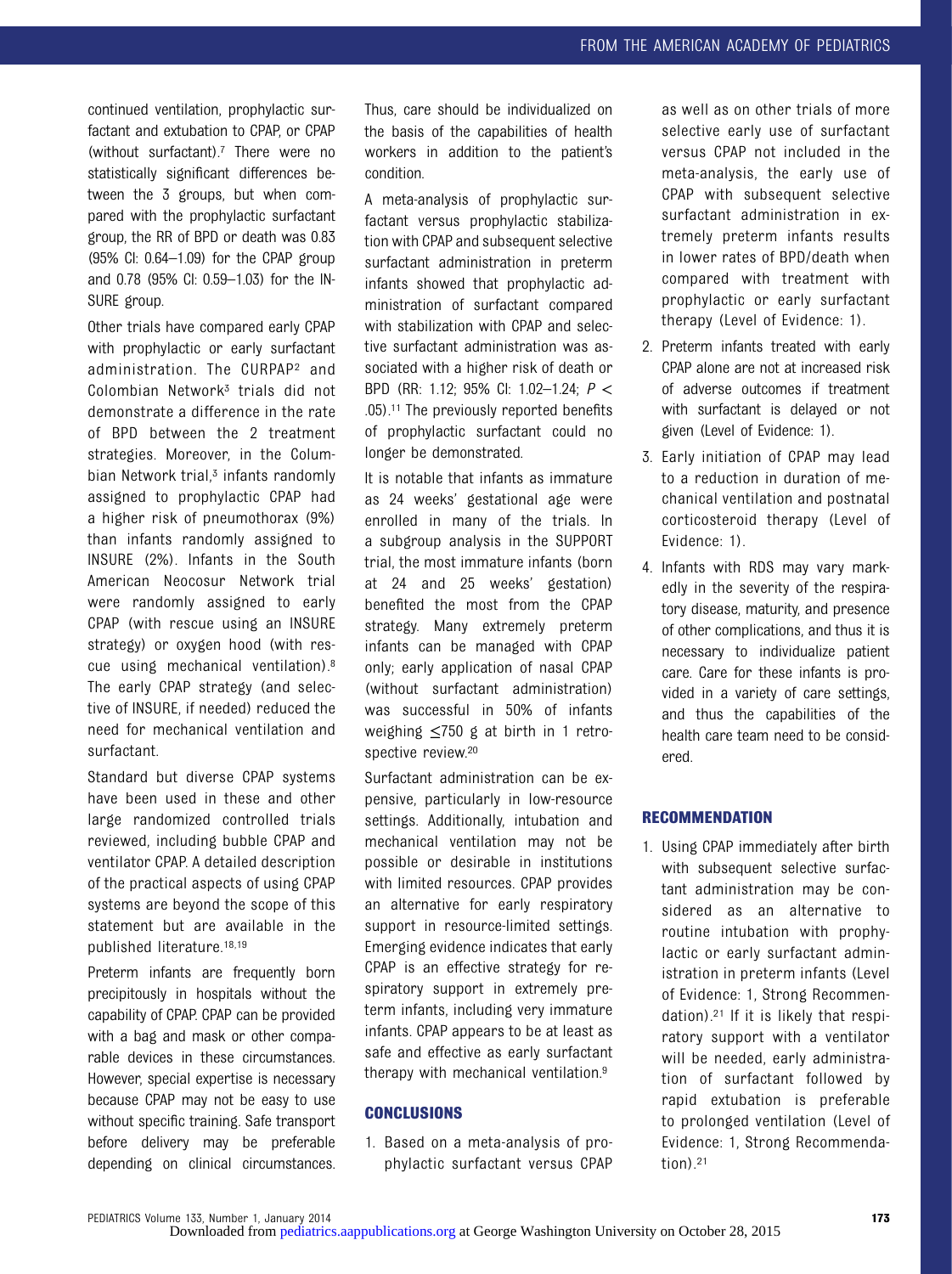continued ventilation, prophylactic surfactant and extubation to CPAP, or CPAP (without surfactant).[7] There were no statistically significant differences between the 3 groups, but when compared with the prophylactic surfactant group, the RR of BPD or death was 0.83 (95% CI: 0.64–1.09) for the CPAP group and 0.78 (95% CI: 0.59–1.03) for the INSURE group.

Other trials have compared early CPAP with prophylactic or early surfactant administration. The CURPAP[2] and Colombian Network[3] trials did not demonstrate a difference in the rate of BPD between the 2 treatment strategies. Moreover, in the Columbian Network trial,[3] infants randomly assigned to prophylactic CPAP had a higher risk of pneumothorax (9%) than infants randomly assigned to INSURE (2%). Infants in the South American Neocosur Network trial were randomly assigned to early CPAP (with rescue using an INSURE strategy) or oxygen hood (with rescue using mechanical ventilation).[8] The early CPAP strategy (and selective of INSURE, if needed) reduced the need for mechanical ventilation and surfactant.

Standard but diverse CPAP systems have been used in these and other large randomized controlled trials reviewed, including bubble CPAP and ventilator CPAP. A detailed description of the practical aspects of using CPAP systems are beyond the scope of this statement but are available in the published literature.[18,19]

Preterm infants are frequently born precipitously in hospitals without the capability of CPAP. CPAP can be provided with a bag and mask or other comparable devices in these circumstances. However, special expertise is necessary because CPAP may not be easy to use without specific training. Safe transport before delivery may be preferable depending on clinical circumstances. Thus, care should be individualized on the basis of the capabilities of health workers in addition to the patient's condition.

A meta-analysis of prophylactic surfactant versus prophylactic stabilization with CPAP and subsequent selective surfactant administration in preterm infants showed that prophylactic administration of surfactant compared with stabilization with CPAP and selective surfactant administration was associated with a higher risk of death or BPD (RR: 1.12; 95% CI: 1.02–1.24; $P < .05$).[11] The previously reported benefits of prophylactic surfactant could no longer be demonstrated.

It is notable that infants as immature as 24 weeks' gestational age were enrolled in many of the trials. In a subgroup analysis in the SUPPORT trial, the most immature infants (born at 24 and 25 weeks' gestation) benefited the most from the CPAP strategy. Many extremely preterm infants can be managed with CPAP only; early application of nasal CPAP (without surfactant administration) was successful in 50% of infants weighing ≤750 g at birth in 1 retrospective review.[20]

Surfactant administration can be expensive, particularly in low-resource settings. Additionally, intubation and mechanical ventilation may not be possible or desirable in institutions with limited resources. CPAP provides an alternative for early respiratory support in resource-limited settings. Emerging evidence indicates that early CPAP is an effective strategy for respiratory support in extremely preterm infants, including very immature infants. CPAP appears to be at least as safe and effective as early surfactant therapy with mechanical ventilation.[9]

## CONCLUSIONS

1. Based on a meta-analysis of prophylactic surfactant versus CPAP as well as on other trials of more selective early use of surfactant versus CPAP not included in the meta-analysis, the early use of CPAP with subsequent selective surfactant administration in extremely preterm infants results in lower rates of BPD/death when compared with treatment with prophylactic or early surfactant therapy (Level of Evidence: 1).
2. Preterm infants treated with early CPAP alone are not at increased risk of adverse outcomes if treatment with surfactant is delayed or not given (Level of Evidence: 1).
3. Early initiation of CPAP may lead to a reduction in duration of mechanical ventilation and postnatal corticosteroid therapy (Level of Evidence: 1).
4. Infants with RDS may vary markedly in the severity of the respiratory disease, maturity, and presence of other complications, and thus it is necessary to individualize patient care. Care for these infants is provided in a variety of care settings, and thus the capabilities of the health care team need to be considered.

## RECOMMENDATION

1. Using CPAP immediately after birth with subsequent selective surfactant administration may be considered as an alternative to routine intubation with prophylactic or early surfactant administration in preterm infants (Level of Evidence: 1, Strong Recommendation).[21] If it is likely that respiratory support with a ventilator will be needed, early administration of surfactant followed by rapid extubation is preferable to prolonged ventilation (Level of Evidence: 1, Strong Recommendation).[21]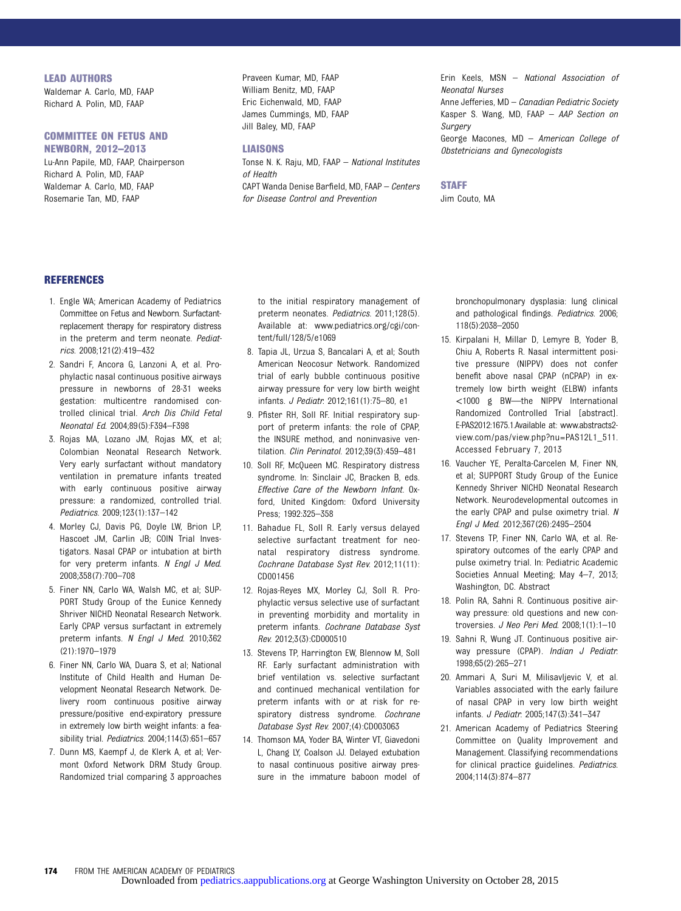### LEAD AUTHORS

Waldemar A. Carlo, MD, FAAP
Richard A. Polin, MD, FAAP

### COMMITTEE ON FETUS AND NEWBORN, 2012–2013

Lu-Ann Papile, MD, FAAP, Chairperson
Richard A. Polin, MD, FAAP
Waldemar A. Carlo, MD, FAAP
Rosemarie Tan, MD, FAAP
Praveen Kumar, MD, FAAP
William Benitz, MD, FAAP
Eric Eichenwald, MD, FAAP
James Cummings, MD, FAAP
Jill Baley, MD, FAAP

### LIAISONS

Tonse N. K. Raju, MD, FAAP – *National Institutes of Health*
CAPT Wanda Denise Barfield, MD, FAAP – *Centers for Disease Control and Prevention*
Erin Keels, MSN – *National Association of Neonatal Nurses*
Anne Jefferies, MD – *Canadian Pediatric Society*
Kasper S. Wang, MD, FAAP – *AAP Section on Surgery*
George Macones, MD – *American College of Obstetricians and Gynecologists*

### STAFF

Jim Couto, MA

## REFERENCES

1. Engle WA; American Academy of Pediatrics Committee on Fetus and Newborn. Surfactant-replacement therapy for respiratory distress in the preterm and term neonate. *Pediatrics*. 2008;121(2):419–432
2. Sandri F, Ancora G, Lanzoni A, et al. Prophylactic nasal continuous positive airways pressure in newborns of 28-31 weeks gestation: multicentre randomised controlled clinical trial. *Arch Dis Child Fetal Neonatal Ed*. 2004;89(5):F394–F398
3. Rojas MA, Lozano JM, Rojas MX, et al; Colombian Neonatal Research Network. Very early surfactant without mandatory ventilation in premature infants treated with early continuous positive airway pressure: a randomized, controlled trial. *Pediatrics*. 2009;123(1):137–142
4. Morley CJ, Davis PG, Doyle LW, Brion LP, Hascoet JM, Carlin JB; COIN Trial Investigators. Nasal CPAP or intubation at birth for very preterm infants. *N Engl J Med*. 2008;358(7):700–708
5. Finer NN, Carlo WA, Walsh MC, et al; SUPPORT Study Group of the Eunice Kennedy Shriver NICHD Neonatal Research Network. Early CPAP versus surfactant in extremely preterm infants. *N Engl J Med*. 2010;362(21):1970–1979
6. Finer NN, Carlo WA, Duara S, et al; National Institute of Child Health and Human Development Neonatal Research Network. Delivery room continuous positive airway pressure/positive end-expiratory pressure in extremely low birth weight infants: a feasibility trial. *Pediatrics*. 2004;114(3):651–657
7. Dunn MS, Kaempf J, de Klerk A, et al; Vermont Oxford Network DRM Study Group. Randomized trial comparing 3 approaches to the initial respiratory management of preterm neonates. *Pediatrics*. 2011;128(5). Available at: www.pediatrics.org/cgi/content/full/128/5/e1069
8. Tapia JL, Urzua S, Bancalari A, et al; South American Neocosur Network. Randomized trial of early bubble continuous positive airway pressure for very low birth weight infants. *J Pediatr*. 2012;161(1):75–80, e1
9. Pfister RH, Soll RF. Initial respiratory support of preterm infants: the role of CPAP, the INSURE method, and noninvasive ventilation. *Clin Perinatol*. 2012;39(3):459–481
10. Soll RF, McQueen MC. Respiratory distress syndrome. In: Sinclair JC, Bracken B, eds. *Effective Care of the Newborn Infant*. Oxford, United Kingdom: Oxford University Press; 1992:325–358
11. Bahadue FL, Soll R. Early versus delayed selective surfactant treatment for neonatal respiratory distress syndrome. *Cochrane Database Syst Rev*. 2012;11(11):CD001456
12. Rojas-Reyes MX, Morley CJ, Soll R. Prophylactic versus selective use of surfactant in preventing morbidity and mortality in preterm infants. *Cochrane Database Syst Rev*. 2012;3(3):CD000510
13. Stevens TP, Harrington EW, Blennow M, Soll RF. Early surfactant administration with brief ventilation vs. selective surfactant and continued mechanical ventilation for preterm infants with or at risk for respiratory distress syndrome. *Cochrane Database Syst Rev*. 2007;(4):CD003063
14. Thomson MA, Yoder BA, Winter VT, Giavedoni L, Chang LY, Coalson JJ. Delayed extubation to nasal continuous positive airway pressure in the immature baboon model of bronchopulmonary dysplasia: lung clinical and pathological findings. *Pediatrics*. 2006;118(5):2038–2050
15. Kirpalani H, Millar D, Lemyre B, Yoder B, Chiu A, Roberts R. Nasal intermittent positive pressure (NIPPV) does not confer benefit above nasal CPAP (nCPAP) in extremely low birth weight (ELBW) infants <1000 g BW—the NIPPV International Randomized Controlled Trial [abstract]. E-PAS2012:1675.1.Available at: www.abstracts2view.com/pas/view.php?nu=PAS12L1_511. Accessed February 7, 2013
16. Vaucher YE, Peralta-Carcelen M, Finer NN, et al; SUPPORT Study Group of the Eunice Kennedy Shriver NICHD Neonatal Research Network. Neurodevelopmental outcomes in the early CPAP and pulse oximetry trial. *N Engl J Med*. 2012;367(26):2495–2504
17. Stevens TP, Finer NN, Carlo WA, et al. Respiratory outcomes of the early CPAP and pulse oximetry trial. In: Pediatric Academic Societies Annual Meeting; May 4–7, 2013; Washington, DC. Abstract
18. Polin RA, Sahni R. Continuous positive airway pressure: old questions and new controversies. *J Neo Peri Med*. 2008;1(1):1–10
19. Sahni R, Wung JT. Continuous positive airway pressure (CPAP). *Indian J Pediatr*. 1998;65(2):265–271
20. Ammari A, Suri M, Milisavljevic V, et al. Variables associated with the early failure of nasal CPAP in very low birth weight infants. *J Pediatr*. 2005;147(3):341–347
21. American Academy of Pediatrics Steering Committee on Quality Improvement and Management. Classifying recommendations for clinical practice guidelines. *Pediatrics*. 2004;114(3):874–877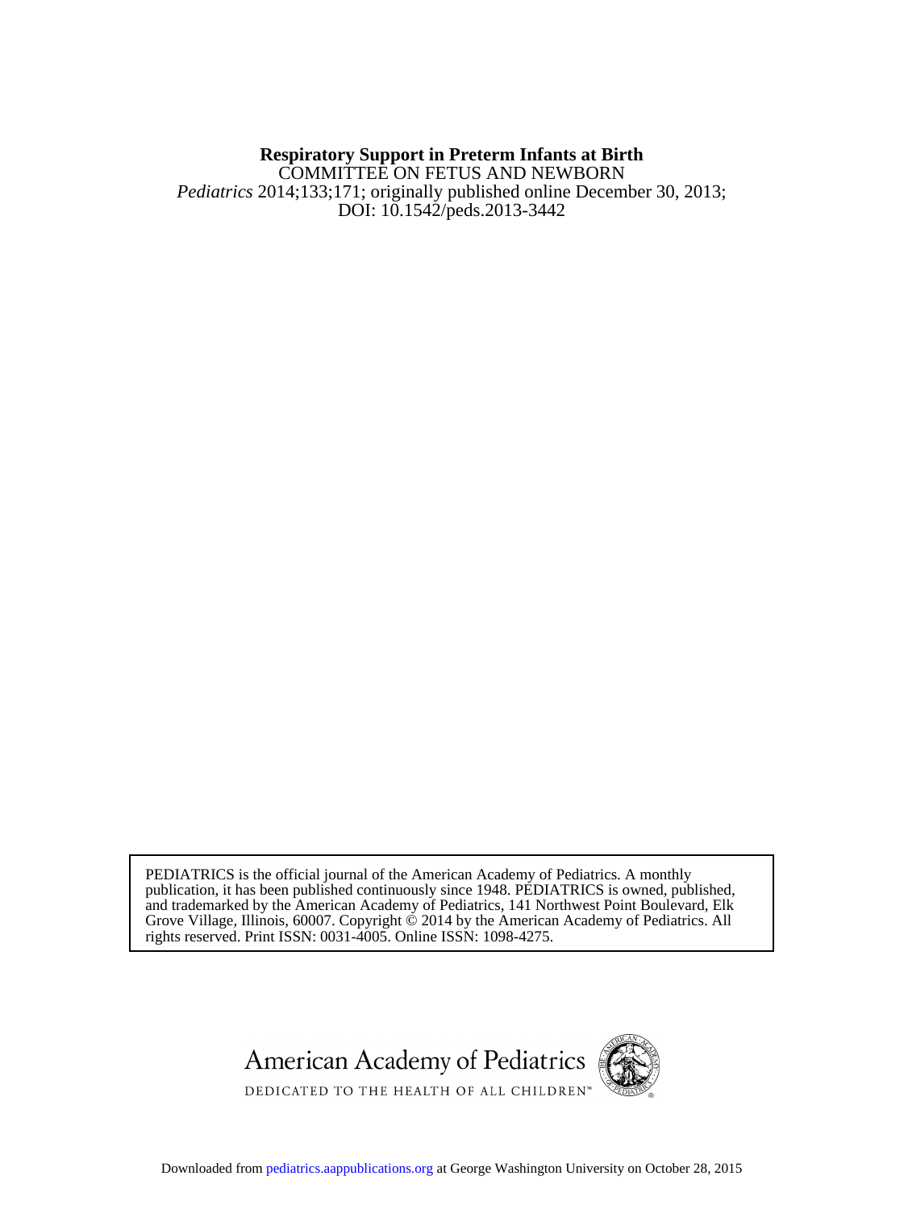**Respiratory Support in Preterm Infants at Birth**

COMMITTEE ON FETUS AND NEWBORN

*Pediatrics* 2014;133;171; originally published online December 30, 2013;

DOI: 10.1542/peds.2013-3442

PEDIATRICS is the official journal of the American Academy of Pediatrics. A monthly publication, it has been published continuously since 1948. PEDIATRICS is owned, published, and trademarked by the American Academy of Pediatrics, 141 Northwest Point Boulevard, Elk Grove Village, Illinois, 60007. Copyright © 2014 by the American Academy of Pediatrics. All rights reserved. Print ISSN: 0031-4005. Online ISSN: 1098-4275.

American Academy of Pediatrics

DEDICATED TO THE HEALTH OF ALL CHILDREN™

Downloaded from pediatrics.aappublications.org at George Washington University on October 28, 2015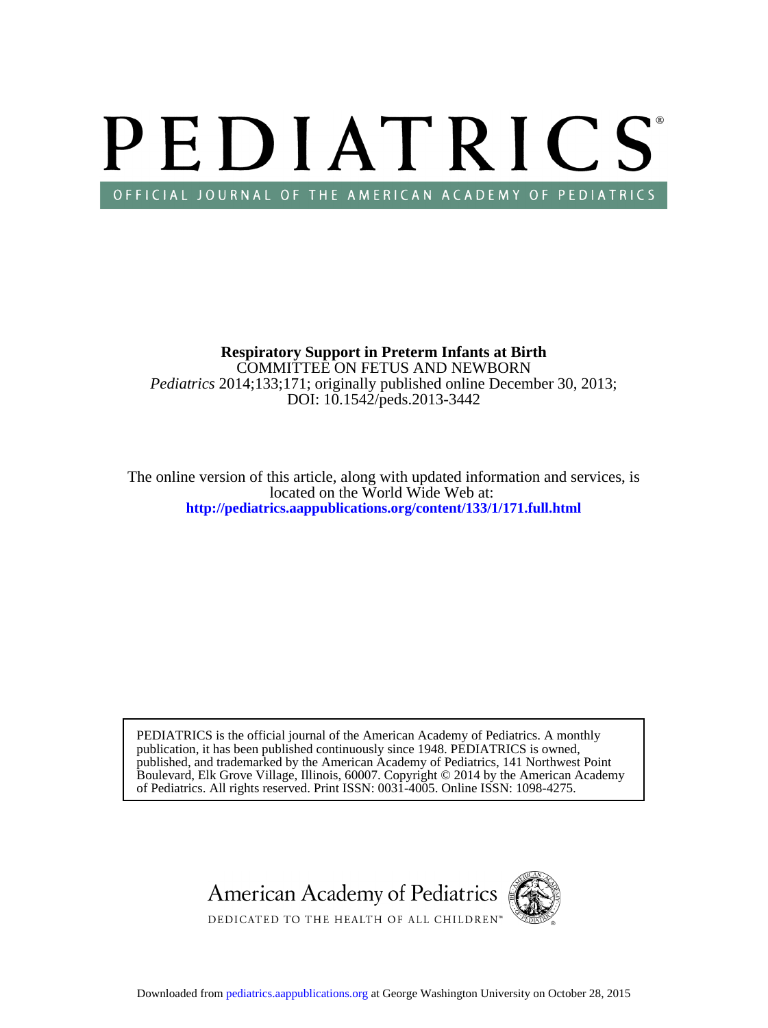**Respiratory Support in Preterm Infants at Birth**

COMMITTEE ON FETUS AND NEWBORN

*Pediatrics* 2014;133;171; originally published online December 30, 2013;

DOI: 10.1542/peds.2013-3442

The online version of this article, along with updated information and services, is located on the World Wide Web at:

**http://pediatrics.aappublications.org/content/133/1/171.full.html**

PEDIATRICS is the official journal of the American Academy of Pediatrics. A monthly publication, it has been published continuously since 1948. PEDIATRICS is owned, published, and trademarked by the American Academy of Pediatrics, 141 Northwest Point Boulevard, Elk Grove Village, Illinois, 60007. Copyright © 2014 by the American Academy of Pediatrics. All rights reserved. Print ISSN: 0031-4005. Online ISSN: 1098-4275.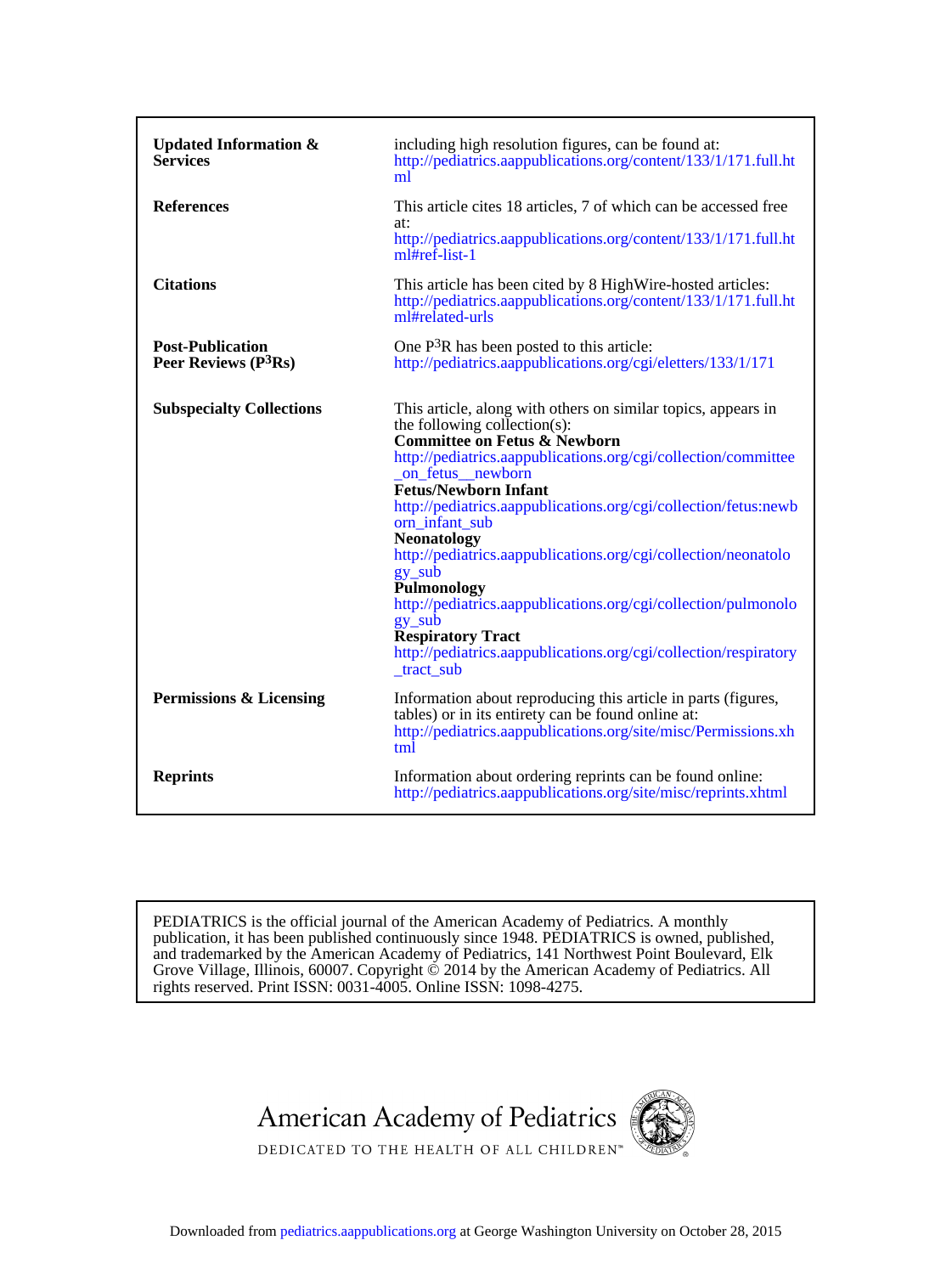| | |
|---|---|
| **Updated Information & Services** | including high resolution figures, can be found at: http://pediatrics.aappublications.org/content/133/1/171.full.html |
| **References** | This article cites 18 articles, 7 of which can be accessed free at: http://pediatrics.aappublications.org/content/133/1/171.full.html#ref-list-1 |
| **Citations** | This article has been cited by 8 HighWire-hosted articles: http://pediatrics.aappublications.org/content/133/1/171.full.html#related-urls |
| **Post-Publication Peer Reviews ($P^3$Rs)** | One $P^3$R has been posted to this article: http://pediatrics.aappublications.org/cgi/eletters/133/1/171 |
| **Subspecialty Collections** | This article, along with others on similar topics, appears in the following collection(s): **Committee on Fetus & Newborn** http://pediatrics.aappublications.org/cgi/collection/committee_on_fetus__newborn **Fetus/Newborn Infant** http://pediatrics.aappublications.org/cgi/collection/fetus:newborn_infant_sub **Neonatology** http://pediatrics.aappublications.org/cgi/collection/neonatology_sub **Pulmonology** http://pediatrics.aappublications.org/cgi/collection/pulmonology_sub **Respiratory Tract** http://pediatrics.aappublications.org/cgi/collection/respiratory_tract_sub |
| **Permissions & Licensing** | Information about reproducing this article in parts (figures, tables) or in its entirety can be found online at: http://pediatrics.aappublications.org/site/misc/Permissions.xhtml |
| **Reprints** | Information about ordering reprints can be found online: http://pediatrics.aappublications.org/site/misc/reprints.xhtml |

PEDIATRICS is the official journal of the American Academy of Pediatrics. A monthly publication, it has been published continuously since 1948. PEDIATRICS is owned, published, and trademarked by the American Academy of Pediatrics, 141 Northwest Point Boulevard, Elk Grove Village, Illinois, 60007. Copyright © 2014 by the American Academy of Pediatrics. All rights reserved. Print ISSN: 0031-4005. Online ISSN: 1098-4275.

American Academy of Pediatrics

DEDICATED TO THE HEALTH OF ALL CHILDREN™

Downloaded from pediatrics.aappublications.org at George Washington University on October 28, 2015